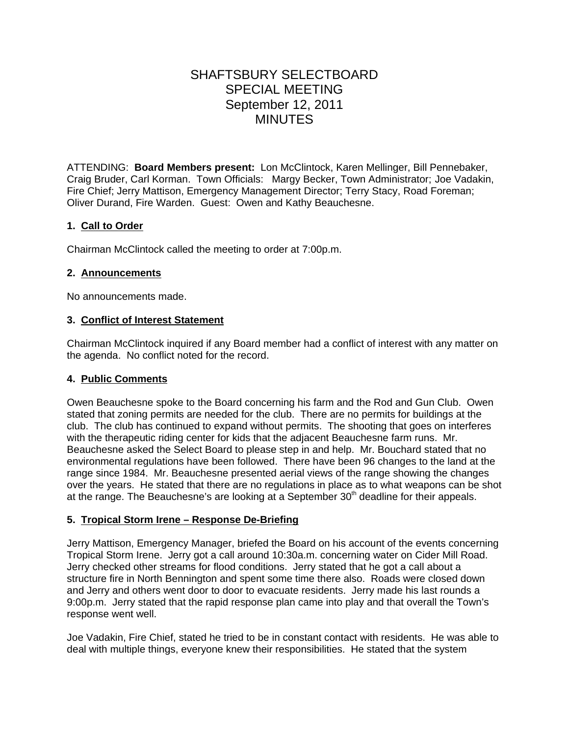# SHAFTSBURY SELECTBOARD
# SPECIAL MEETING
# September 12, 2011
# MINUTES

ATTENDING: **Board Members present:** Lon McClintock, Karen Mellinger, Bill Pennebaker, Craig Bruder, Carl Korman. Town Officials: Margy Becker, Town Administrator; Joe Vadakin, Fire Chief; Jerry Mattison, Emergency Management Director; Terry Stacy, Road Foreman; Oliver Durand, Fire Warden. Guest: Owen and Kathy Beauchesne.

## 1. Call to Order

Chairman McClintock called the meeting to order at 7:00p.m.

## 2. Announcements

No announcements made.

## 3. Conflict of Interest Statement

Chairman McClintock inquired if any Board member had a conflict of interest with any matter on the agenda. No conflict noted for the record.

## 4. Public Comments

Owen Beauchesne spoke to the Board concerning his farm and the Rod and Gun Club. Owen stated that zoning permits are needed for the club. There are no permits for buildings at the club. The club has continued to expand without permits. The shooting that goes on interferes with the therapeutic riding center for kids that the adjacent Beauchesne farm runs. Mr. Beauchesne asked the Select Board to please step in and help. Mr. Bouchard stated that no environmental regulations have been followed. There have been 96 changes to the land at the range since 1984. Mr. Beauchesne presented aerial views of the range showing the changes over the years. He stated that there are no regulations in place as to what weapons can be shot at the range. The Beauchesne's are looking at a September 30th deadline for their appeals.

## 5. Tropical Storm Irene – Response De-Briefing

Jerry Mattison, Emergency Manager, briefed the Board on his account of the events concerning Tropical Storm Irene. Jerry got a call around 10:30a.m. concerning water on Cider Mill Road. Jerry checked other streams for flood conditions. Jerry stated that he got a call about a structure fire in North Bennington and spent some time there also. Roads were closed down and Jerry and others went door to door to evacuate residents. Jerry made his last rounds a 9:00p.m. Jerry stated that the rapid response plan came into play and that overall the Town's response went well.

Joe Vadakin, Fire Chief, stated he tried to be in constant contact with residents. He was able to deal with multiple things, everyone knew their responsibilities. He stated that the system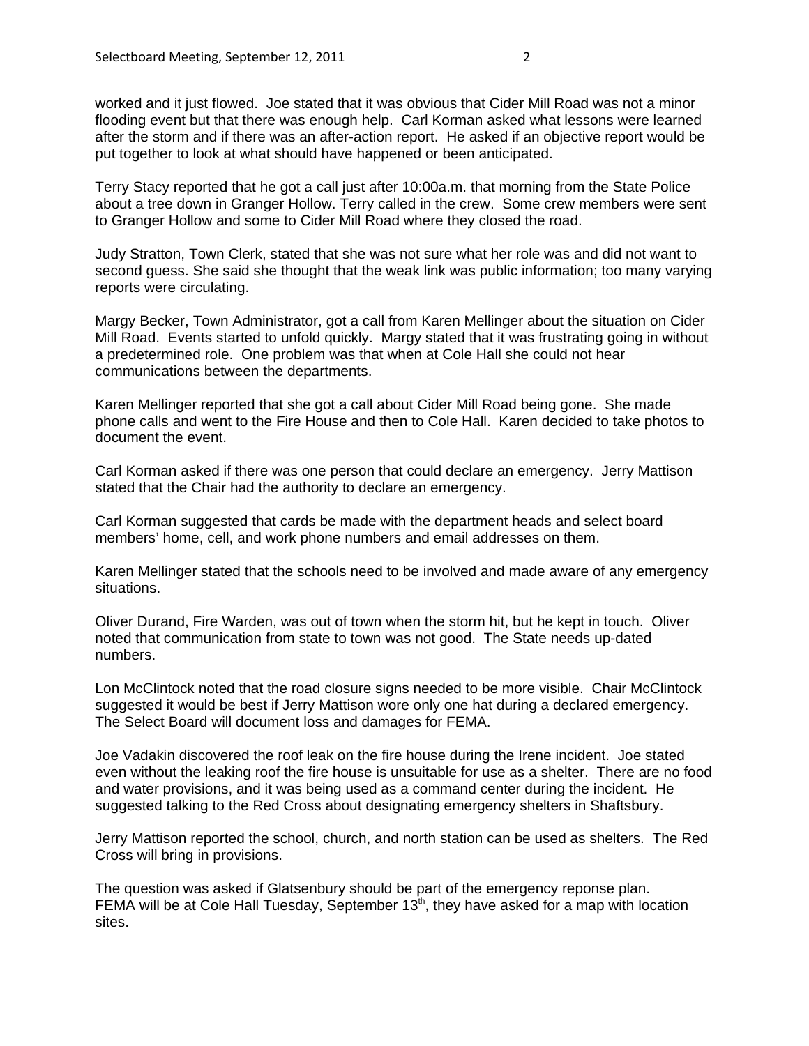worked and it just flowed. Joe stated that it was obvious that Cider Mill Road was not a minor flooding event but that there was enough help. Carl Korman asked what lessons were learned after the storm and if there was an after-action report. He asked if an objective report would be put together to look at what should have happened or been anticipated.

Terry Stacy reported that he got a call just after 10:00a.m. that morning from the State Police about a tree down in Granger Hollow. Terry called in the crew. Some crew members were sent to Granger Hollow and some to Cider Mill Road where they closed the road.

Judy Stratton, Town Clerk, stated that she was not sure what her role was and did not want to second guess. She said she thought that the weak link was public information; too many varying reports were circulating.

Margy Becker, Town Administrator, got a call from Karen Mellinger about the situation on Cider Mill Road. Events started to unfold quickly. Margy stated that it was frustrating going in without a predetermined role. One problem was that when at Cole Hall she could not hear communications between the departments.

Karen Mellinger reported that she got a call about Cider Mill Road being gone. She made phone calls and went to the Fire House and then to Cole Hall. Karen decided to take photos to document the event.

Carl Korman asked if there was one person that could declare an emergency. Jerry Mattison stated that the Chair had the authority to declare an emergency.

Carl Korman suggested that cards be made with the department heads and select board members' home, cell, and work phone numbers and email addresses on them.

Karen Mellinger stated that the schools need to be involved and made aware of any emergency situations.

Oliver Durand, Fire Warden, was out of town when the storm hit, but he kept in touch. Oliver noted that communication from state to town was not good. The State needs up-dated numbers.

Lon McClintock noted that the road closure signs needed to be more visible. Chair McClintock suggested it would be best if Jerry Mattison wore only one hat during a declared emergency. The Select Board will document loss and damages for FEMA.

Joe Vadakin discovered the roof leak on the fire house during the Irene incident. Joe stated even without the leaking roof the fire house is unsuitable for use as a shelter. There are no food and water provisions, and it was being used as a command center during the incident. He suggested talking to the Red Cross about designating emergency shelters in Shaftsbury.

Jerry Mattison reported the school, church, and north station can be used as shelters. The Red Cross will bring in provisions.

The question was asked if Glatsenbury should be part of the emergency reponse plan. FEMA will be at Cole Hall Tuesday, September 13th, they have asked for a map with location sites.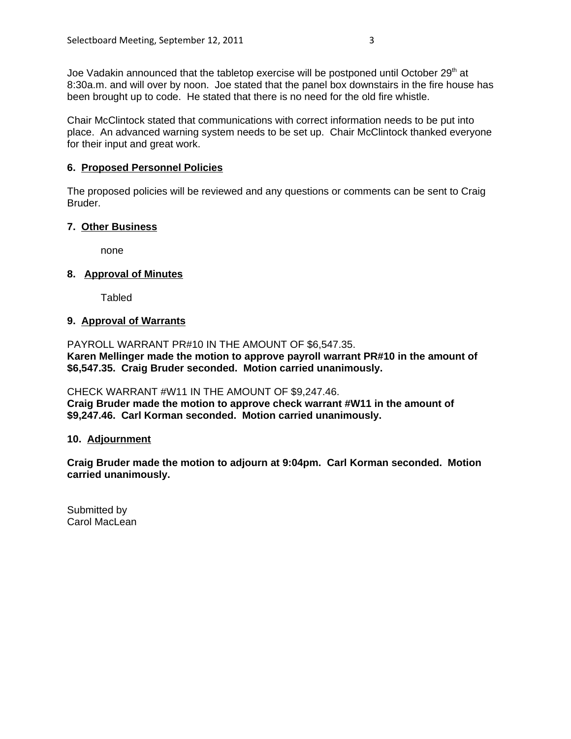Joe Vadakin announced that the tabletop exercise will be postponed until October 29th at 8:30a.m. and will over by noon. Joe stated that the panel box downstairs in the fire house has been brought up to code. He stated that there is no need for the old fire whistle.

Chair McClintock stated that communications with correct information needs to be put into place. An advanced warning system needs to be set up. Chair McClintock thanked everyone for their input and great work.

**6. Proposed Personnel Policies**

The proposed policies will be reviewed and any questions or comments can be sent to Craig Bruder.

**7. Other Business**

none

**8. Approval of Minutes**

Tabled

**9. Approval of Warrants**

PAYROLL WARRANT PR#10 IN THE AMOUNT OF $6,547.35.
**Karen Mellinger made the motion to approve payroll warrant PR#10 in the amount of $6,547.35. Craig Bruder seconded. Motion carried unanimously.**

CHECK WARRANT #W11 IN THE AMOUNT OF $9,247.46.
**Craig Bruder made the motion to approve check warrant #W11 in the amount of $9,247.46. Carl Korman seconded. Motion carried unanimously.**

**10. Adjournment**

**Craig Bruder made the motion to adjourn at 9:04pm. Carl Korman seconded. Motion carried unanimously.**

Submitted by
Carol MacLean